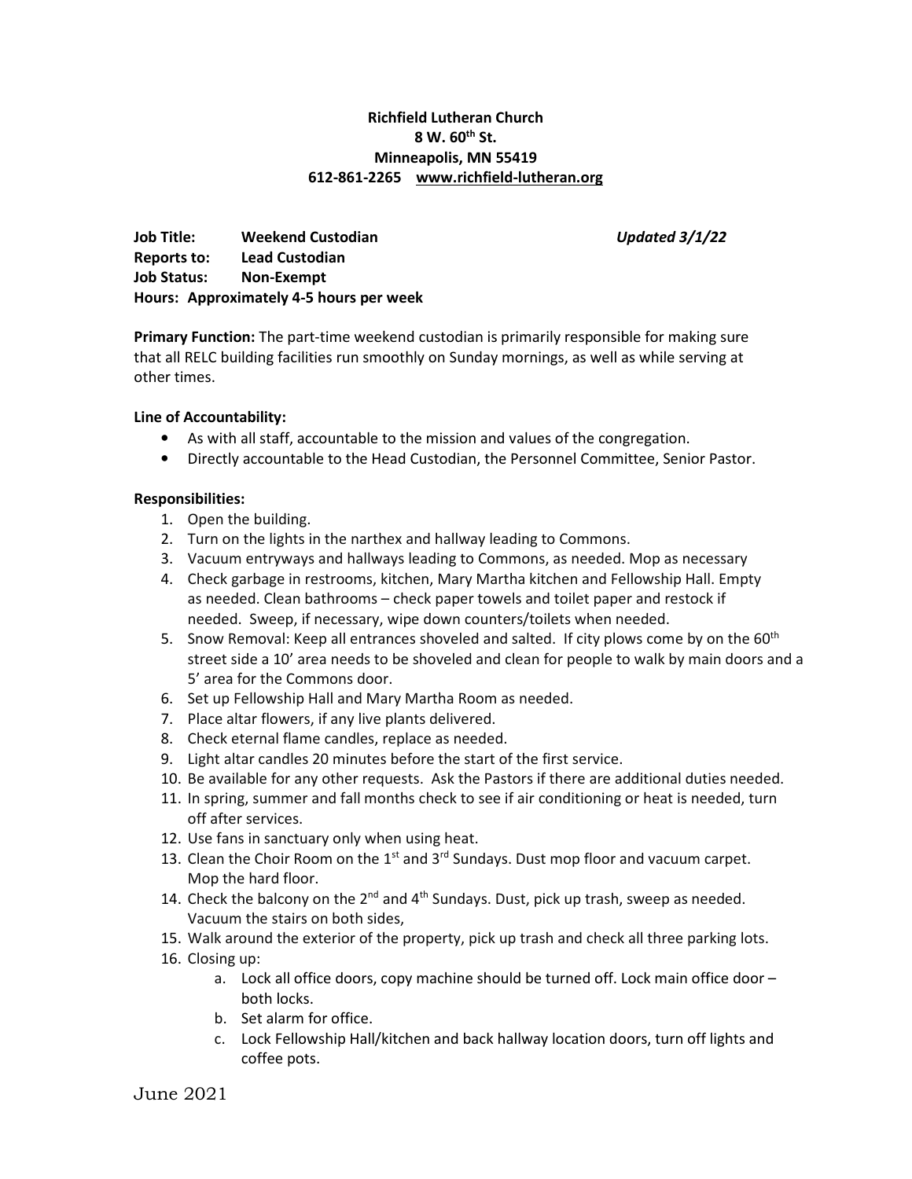**Richfield Lutheran Church**
**8 W. 60th St.**
**Minneapolis, MN 55419**
**612-861-2265 www.richfield-lutheran.org**

**Job Title:** **Weekend Custodian** *Updated 3/1/22*
**Reports to:** **Lead Custodian**
**Job Status:** **Non-Exempt**
**Hours: Approximately 4-5 hours per week**

**Primary Function:** The part-time weekend custodian is primarily responsible for making sure that all RELC building facilities run smoothly on Sunday mornings, as well as while serving at other times.

**Line of Accountability:**

- As with all staff, accountable to the mission and values of the congregation.
- Directly accountable to the Head Custodian, the Personnel Committee, Senior Pastor.

**Responsibilities:**

1. Open the building.
2. Turn on the lights in the narthex and hallway leading to Commons.
3. Vacuum entryways and hallways leading to Commons, as needed. Mop as necessary
4. Check garbage in restrooms, kitchen, Mary Martha kitchen and Fellowship Hall. Empty as needed. Clean bathrooms – check paper towels and toilet paper and restock if needed. Sweep, if necessary, wipe down counters/toilets when needed.
5. Snow Removal: Keep all entrances shoveled and salted. If city plows come by on the 60th street side a 10' area needs to be shoveled and clean for people to walk by main doors and a 5' area for the Commons door.
6. Set up Fellowship Hall and Mary Martha Room as needed.
7. Place altar flowers, if any live plants delivered.
8. Check eternal flame candles, replace as needed.
9. Light altar candles 20 minutes before the start of the first service.
10. Be available for any other requests. Ask the Pastors if there are additional duties needed.
11. In spring, summer and fall months check to see if air conditioning or heat is needed, turn off after services.
12. Use fans in sanctuary only when using heat.
13. Clean the Choir Room on the 1st and 3rd Sundays. Dust mop floor and vacuum carpet. Mop the hard floor.
14. Check the balcony on the 2nd and 4th Sundays. Dust, pick up trash, sweep as needed. Vacuum the stairs on both sides,
15. Walk around the exterior of the property, pick up trash and check all three parking lots.
16. Closing up:
    a. Lock all office doors, copy machine should be turned off. Lock main office door – both locks.
    b. Set alarm for office.
    c. Lock Fellowship Hall/kitchen and back hallway location doors, turn off lights and coffee pots.

June 2021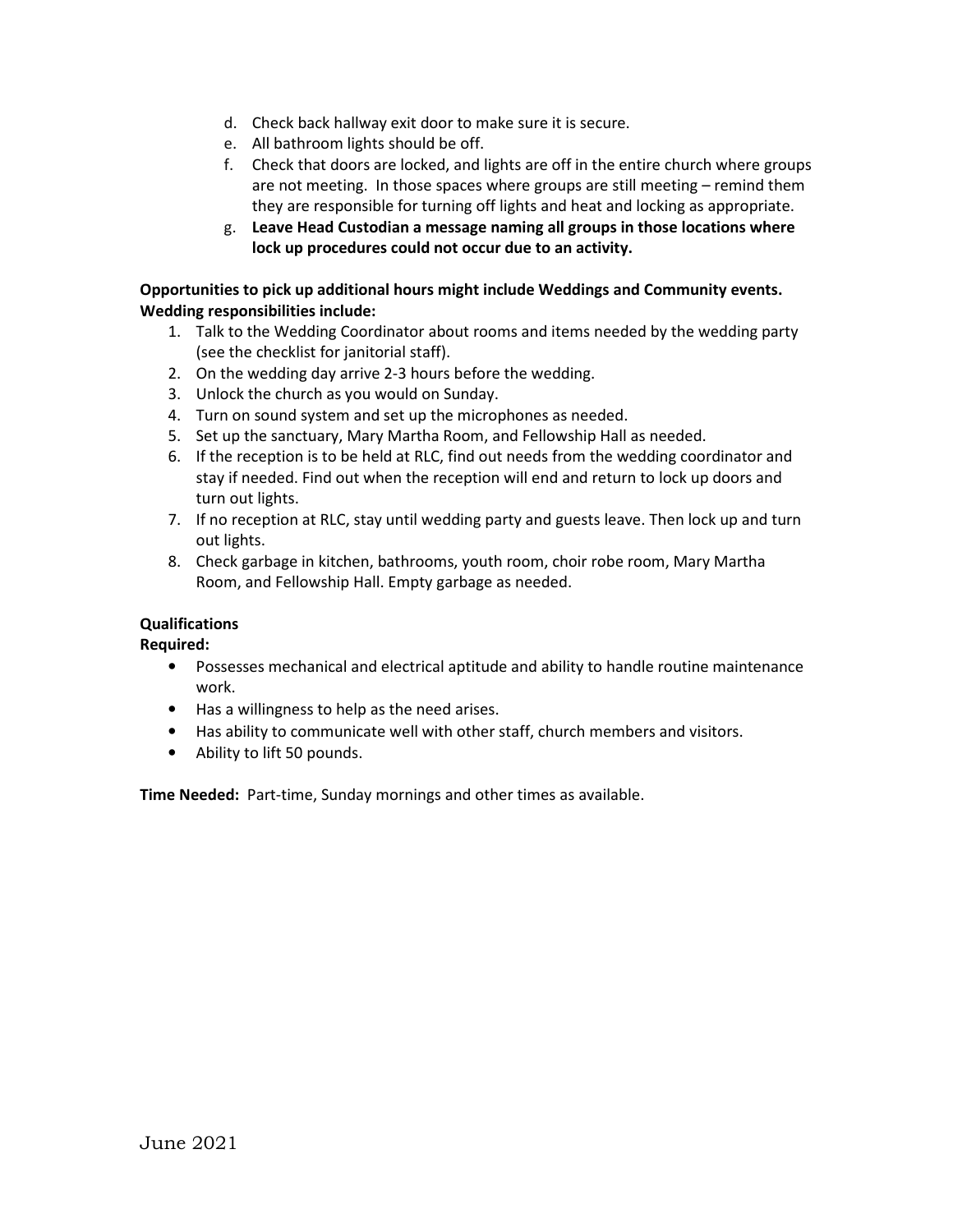d. Check back hallway exit door to make sure it is secure.
e. All bathroom lights should be off.
f. Check that doors are locked, and lights are off in the entire church where groups are not meeting. In those spaces where groups are still meeting – remind them they are responsible for turning off lights and heat and locking as appropriate.
g. **Leave Head Custodian a message naming all groups in those locations where lock up procedures could not occur due to an activity.**

**Opportunities to pick up additional hours might include Weddings and Community events. Wedding responsibilities include:**

1. Talk to the Wedding Coordinator about rooms and items needed by the wedding party (see the checklist for janitorial staff).
2. On the wedding day arrive 2-3 hours before the wedding.
3. Unlock the church as you would on Sunday.
4. Turn on sound system and set up the microphones as needed.
5. Set up the sanctuary, Mary Martha Room, and Fellowship Hall as needed.
6. If the reception is to be held at RLC, find out needs from the wedding coordinator and stay if needed. Find out when the reception will end and return to lock up doors and turn out lights.
7. If no reception at RLC, stay until wedding party and guests leave. Then lock up and turn out lights.
8. Check garbage in kitchen, bathrooms, youth room, choir robe room, Mary Martha Room, and Fellowship Hall. Empty garbage as needed.

**Qualifications**

**Required:**

- Possesses mechanical and electrical aptitude and ability to handle routine maintenance work.
- Has a willingness to help as the need arises.
- Has ability to communicate well with other staff, church members and visitors.
- Ability to lift 50 pounds.

**Time Needed:** Part-time, Sunday mornings and other times as available.

June 2021